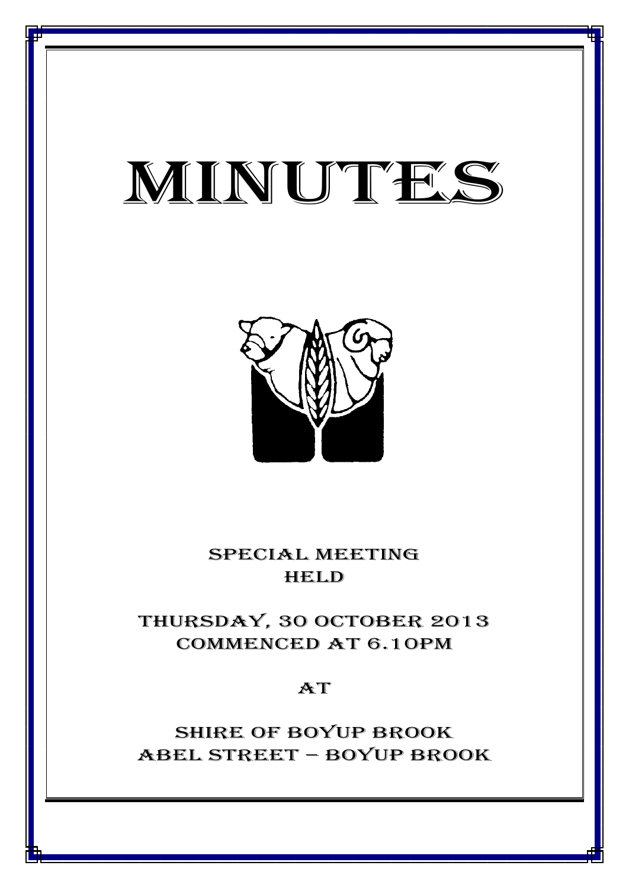# MINUTES

SPECIAL MEETING
HELD

THURSDAY, 30 OCTOBER 2013
COMMENCED AT 6.10PM

AT

SHIRE OF BOYUP BROOK
ABEL STREET – BOYUP BROOK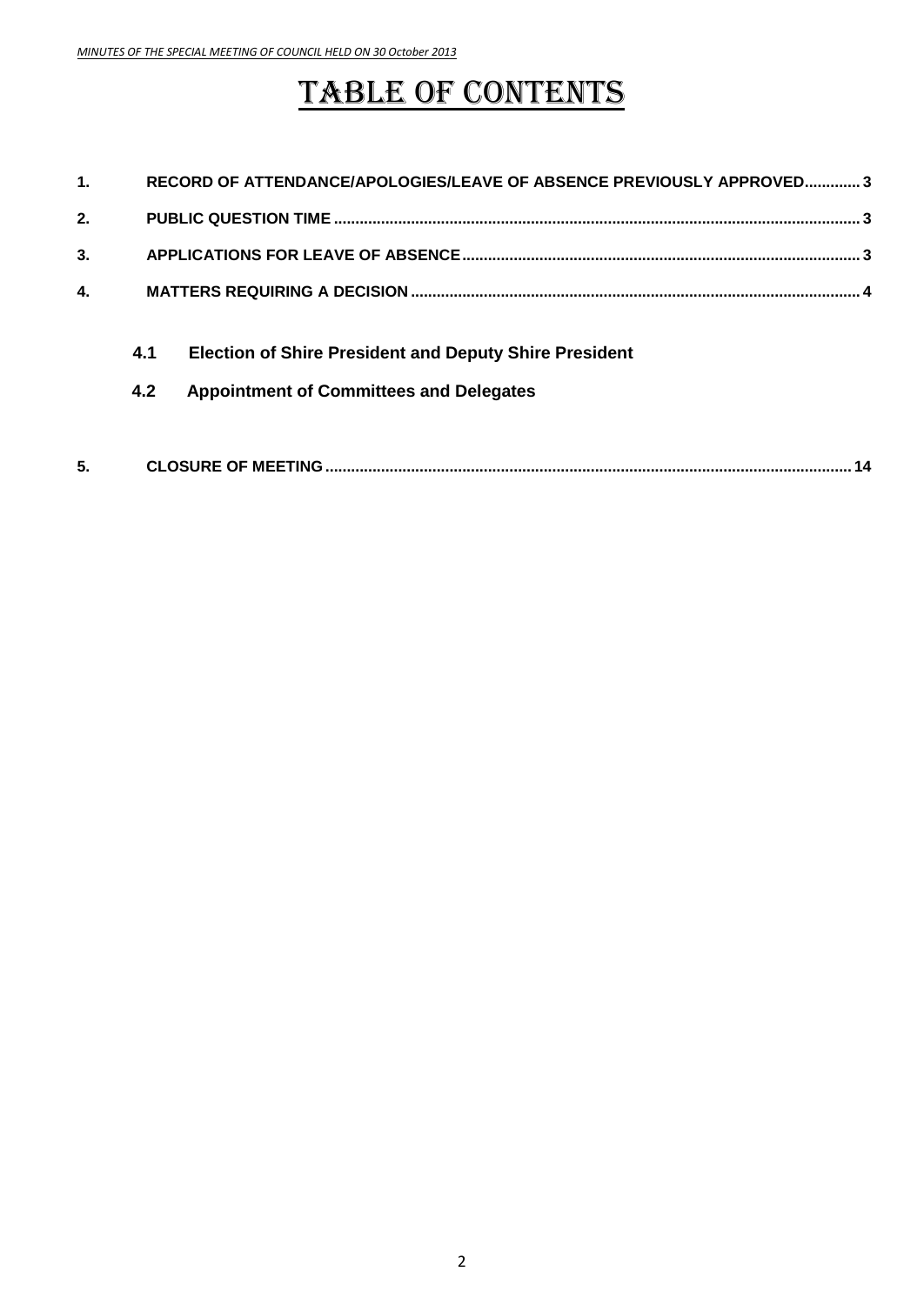# TABLE OF CONTENTS

| | | |
|---|---|---|
| **1.** | **RECORD OF ATTENDANCE/APOLOGIES/LEAVE OF ABSENCE PREVIOUSLY APPROVED** | **3** |
| **2.** | **PUBLIC QUESTION TIME** | **3** |
| **3.** | **APPLICATIONS FOR LEAVE OF ABSENCE** | **3** |
| **4.** | **MATTERS REQUIRING A DECISION** | **4** |
| | **4.1 Election of Shire President and Deputy Shire President** | |
| | **4.2 Appointment of Committees and Delegates** | |
| **5.** | **CLOSURE OF MEETING** | **14** |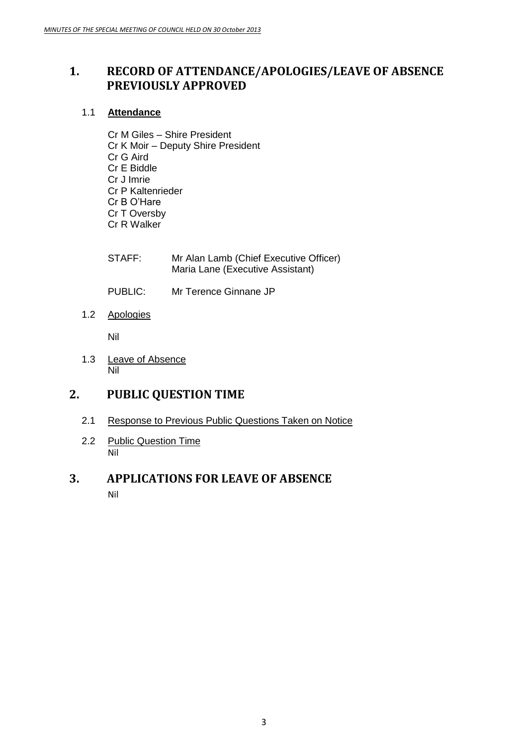# 1. RECORD OF ATTENDANCE/APOLOGIES/LEAVE OF ABSENCE PREVIOUSLY APPROVED

## 1.1 Attendance

Cr M Giles – Shire President
Cr K Moir – Deputy Shire President
Cr G Aird
Cr E Biddle
Cr J Imrie
Cr P Kaltenrieder
Cr B O'Hare
Cr T Oversby
Cr R Walker

STAFF: Mr Alan Lamb (Chief Executive Officer)
Maria Lane (Executive Assistant)

PUBLIC: Mr Terence Ginnane JP

## 1.2 Apologies

Nil

## 1.3 Leave of Absence

Nil

# 2. PUBLIC QUESTION TIME

## 2.1 Response to Previous Public Questions Taken on Notice

## 2.2 Public Question Time

Nil

# 3. APPLICATIONS FOR LEAVE OF ABSENCE

Nil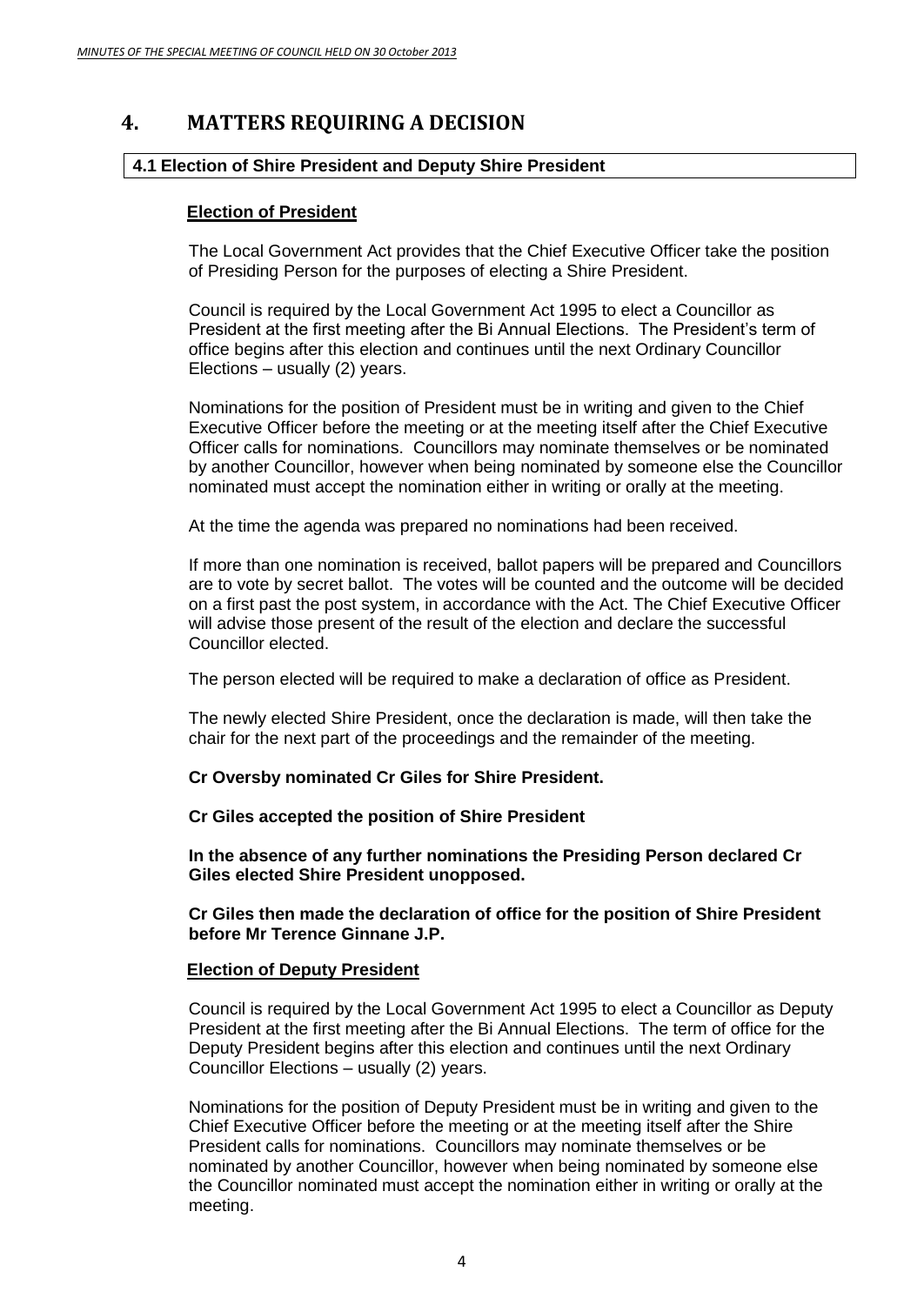# 4. MATTERS REQUIRING A DECISION

## 4.1 Election of Shire President and Deputy Shire President

### Election of President

The Local Government Act provides that the Chief Executive Officer take the position of Presiding Person for the purposes of electing a Shire President.

Council is required by the Local Government Act 1995 to elect a Councillor as President at the first meeting after the Bi Annual Elections. The President's term of office begins after this election and continues until the next Ordinary Councillor Elections – usually (2) years.

Nominations for the position of President must be in writing and given to the Chief Executive Officer before the meeting or at the meeting itself after the Chief Executive Officer calls for nominations. Councillors may nominate themselves or be nominated by another Councillor, however when being nominated by someone else the Councillor nominated must accept the nomination either in writing or orally at the meeting.

At the time the agenda was prepared no nominations had been received.

If more than one nomination is received, ballot papers will be prepared and Councillors are to vote by secret ballot. The votes will be counted and the outcome will be decided on a first past the post system, in accordance with the Act. The Chief Executive Officer will advise those present of the result of the election and declare the successful Councillor elected.

The person elected will be required to make a declaration of office as President.

The newly elected Shire President, once the declaration is made, will then take the chair for the next part of the proceedings and the remainder of the meeting.

**Cr Oversby nominated Cr Giles for Shire President.**

**Cr Giles accepted the position of Shire President**

**In the absence of any further nominations the Presiding Person declared Cr Giles elected Shire President unopposed.**

**Cr Giles then made the declaration of office for the position of Shire President before Mr Terence Ginnane J.P.**

### Election of Deputy President

Council is required by the Local Government Act 1995 to elect a Councillor as Deputy President at the first meeting after the Bi Annual Elections. The term of office for the Deputy President begins after this election and continues until the next Ordinary Councillor Elections – usually (2) years.

Nominations for the position of Deputy President must be in writing and given to the Chief Executive Officer before the meeting or at the meeting itself after the Shire President calls for nominations. Councillors may nominate themselves or be nominated by another Councillor, however when being nominated by someone else the Councillor nominated must accept the nomination either in writing or orally at the meeting.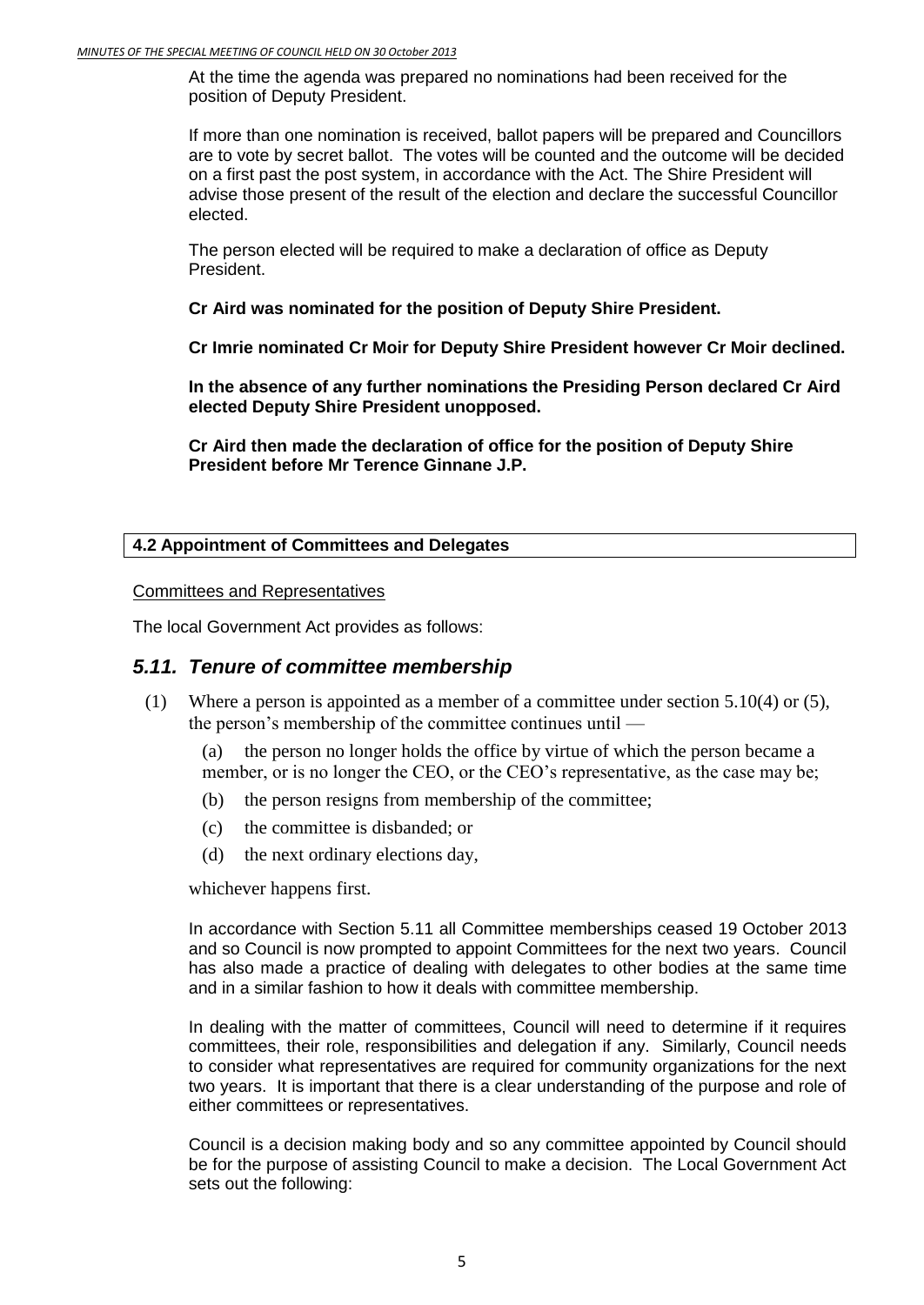At the time the agenda was prepared no nominations had been received for the position of Deputy President.

If more than one nomination is received, ballot papers will be prepared and Councillors are to vote by secret ballot. The votes will be counted and the outcome will be decided on a first past the post system, in accordance with the Act. The Shire President will advise those present of the result of the election and declare the successful Councillor elected.

The person elected will be required to make a declaration of office as Deputy President.

**Cr Aird was nominated for the position of Deputy Shire President.**

**Cr Imrie nominated Cr Moir for Deputy Shire President however Cr Moir declined.**

**In the absence of any further nominations the Presiding Person declared Cr Aird elected Deputy Shire President unopposed.**

**Cr Aird then made the declaration of office for the position of Deputy Shire President before Mr Terence Ginnane J.P.**

## 4.2 Appointment of Committees and Delegates

Committees and Representatives

The local Government Act provides as follows:

### *5.11. Tenure of committee membership*

(1) Where a person is appointed as a member of a committee under section 5.10(4) or (5), the person's membership of the committee continues until —

(a) the person no longer holds the office by virtue of which the person became a member, or is no longer the CEO, or the CEO's representative, as the case may be;

(b) the person resigns from membership of the committee;

(c) the committee is disbanded; or

(d) the next ordinary elections day,

whichever happens first.

In accordance with Section 5.11 all Committee memberships ceased 19 October 2013 and so Council is now prompted to appoint Committees for the next two years. Council has also made a practice of dealing with delegates to other bodies at the same time and in a similar fashion to how it deals with committee membership.

In dealing with the matter of committees, Council will need to determine if it requires committees, their role, responsibilities and delegation if any. Similarly, Council needs to consider what representatives are required for community organizations for the next two years. It is important that there is a clear understanding of the purpose and role of either committees or representatives.

Council is a decision making body and so any committee appointed by Council should be for the purpose of assisting Council to make a decision. The Local Government Act sets out the following: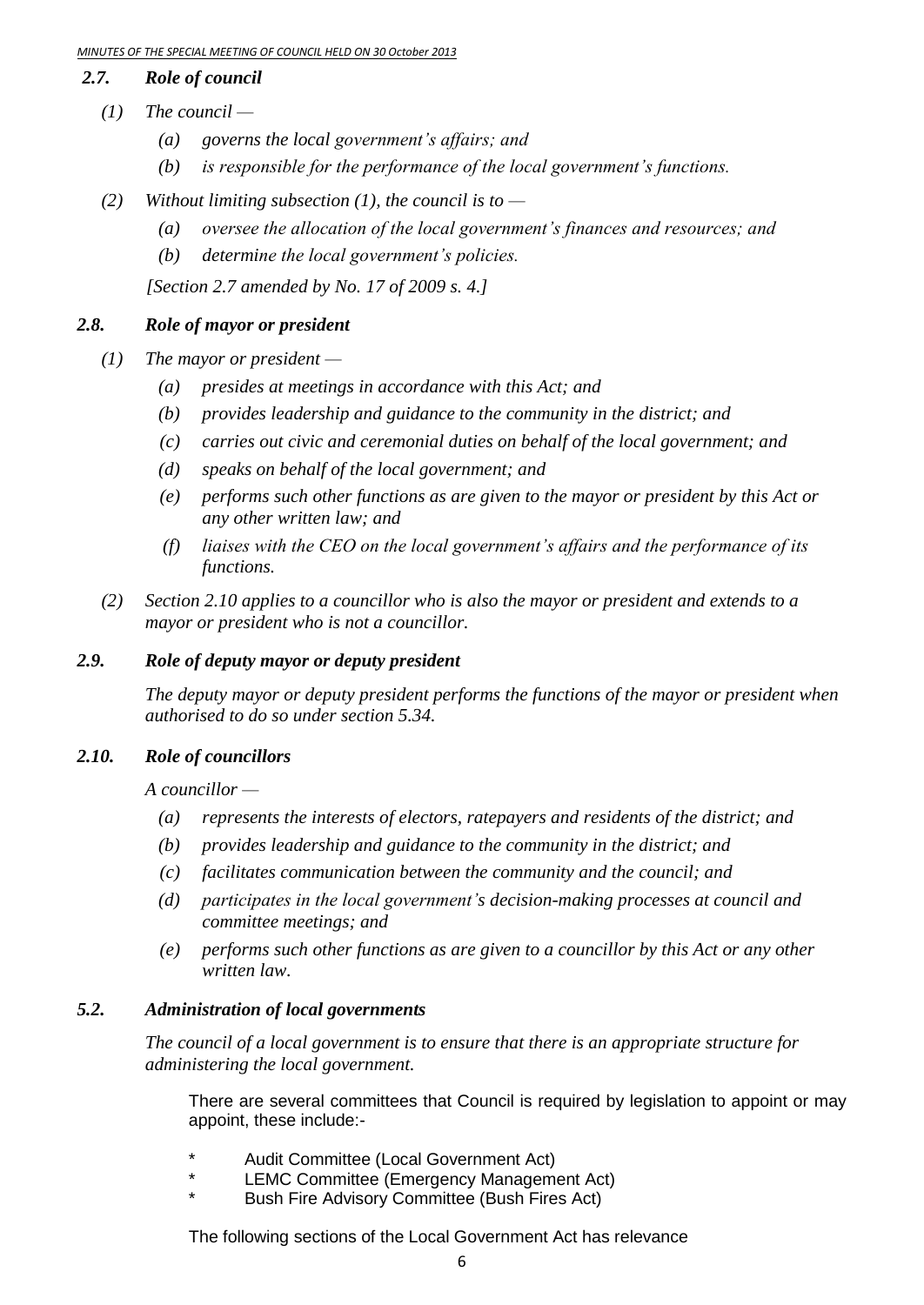### *2.7. Role of council*

*(1) The council —*

*(a) governs the local government's affairs; and*

*(b) is responsible for the performance of the local government's functions.*

*(2) Without limiting subsection (1), the council is to —*

*(a) oversee the allocation of the local government's finances and resources; and*

*(b) determine the local government's policies.*

*[Section 2.7 amended by No. 17 of 2009 s. 4.]*

### *2.8. Role of mayor or president*

*(1) The mayor or president —*

*(a) presides at meetings in accordance with this Act; and*

*(b) provides leadership and guidance to the community in the district; and*

*(c) carries out civic and ceremonial duties on behalf of the local government; and*

*(d) speaks on behalf of the local government; and*

*(e) performs such other functions as are given to the mayor or president by this Act or any other written law; and*

*(f) liaises with the CEO on the local government's affairs and the performance of its functions.*

*(2) Section 2.10 applies to a councillor who is also the mayor or president and extends to a mayor or president who is not a councillor.*

### *2.9. Role of deputy mayor or deputy president*

*The deputy mayor or deputy president performs the functions of the mayor or president when authorised to do so under section 5.34.*

### *2.10. Role of councillors*

*A councillor —*

*(a) represents the interests of electors, ratepayers and residents of the district; and*

*(b) provides leadership and guidance to the community in the district; and*

*(c) facilitates communication between the community and the council; and*

*(d) participates in the local government's decision-making processes at council and committee meetings; and*

*(e) performs such other functions as are given to a councillor by this Act or any other written law.*

### *5.2. Administration of local governments*

*The council of a local government is to ensure that there is an appropriate structure for administering the local government.*

There are several committees that Council is required by legislation to appoint or may appoint, these include:-

* Audit Committee (Local Government Act)
* LEMC Committee (Emergency Management Act)
* Bush Fire Advisory Committee (Bush Fires Act)

The following sections of the Local Government Act has relevance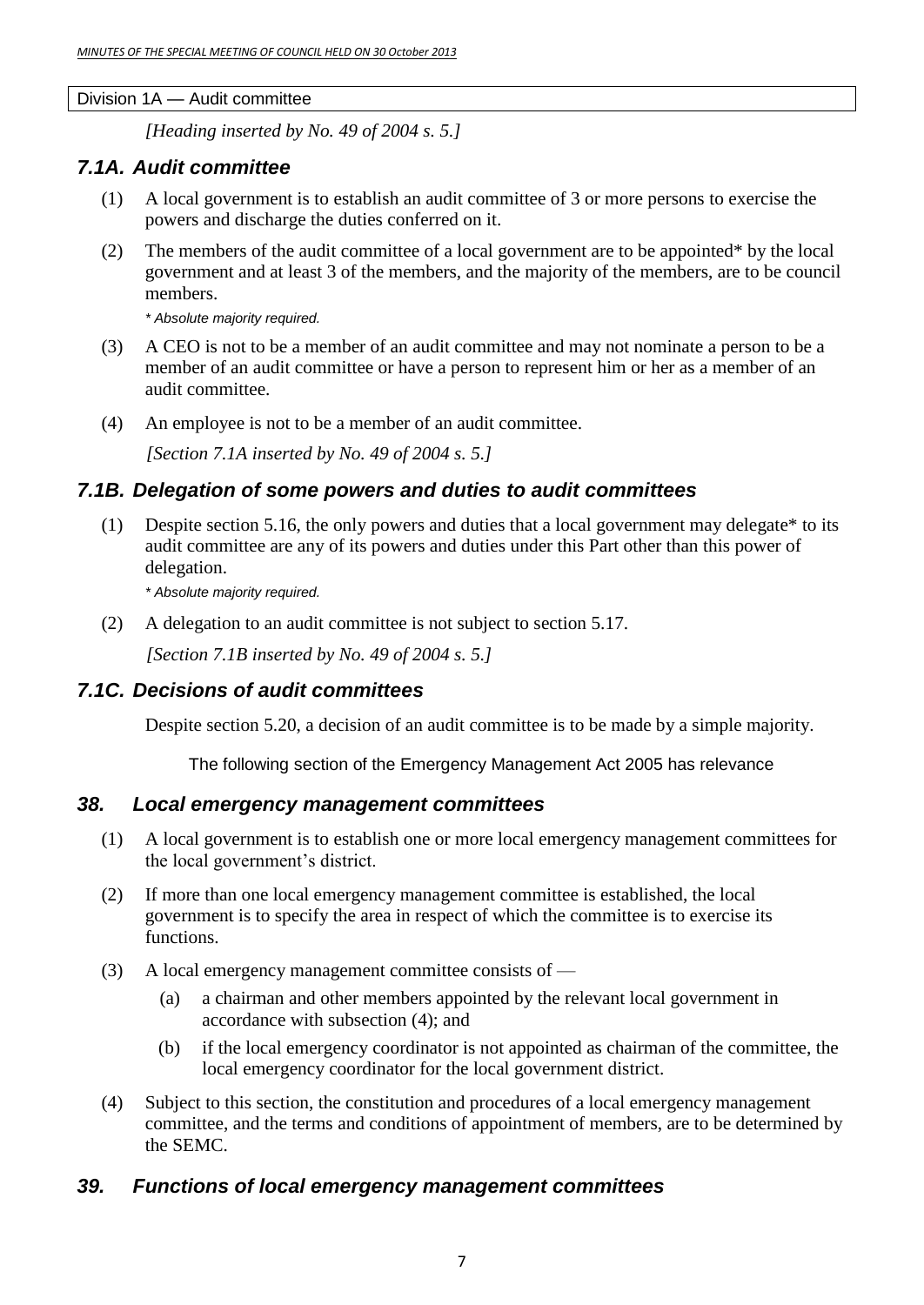Division 1A — Audit committee

*[Heading inserted by No. 49 of 2004 s. 5.]*

## *7.1A. Audit committee*

(1) A local government is to establish an audit committee of 3 or more persons to exercise the powers and discharge the duties conferred on it.

(2) The members of the audit committee of a local government are to be appointed* by the local government and at least 3 of the members, and the majority of the members, are to be council members.

*\* Absolute majority required.*

(3) A CEO is not to be a member of an audit committee and may not nominate a person to be a member of an audit committee or have a person to represent him or her as a member of an audit committee.

(4) An employee is not to be a member of an audit committee.

*[Section 7.1A inserted by No. 49 of 2004 s. 5.]*

## *7.1B. Delegation of some powers and duties to audit committees*

(1) Despite section 5.16, the only powers and duties that a local government may delegate* to its audit committee are any of its powers and duties under this Part other than this power of delegation.

*\* Absolute majority required.*

(2) A delegation to an audit committee is not subject to section 5.17.

*[Section 7.1B inserted by No. 49 of 2004 s. 5.]*

## *7.1C. Decisions of audit committees*

Despite section 5.20, a decision of an audit committee is to be made by a simple majority.

The following section of the Emergency Management Act 2005 has relevance

## *38. Local emergency management committees*

(1) A local government is to establish one or more local emergency management committees for the local government's district.

(2) If more than one local emergency management committee is established, the local government is to specify the area in respect of which the committee is to exercise its functions.

(3) A local emergency management committee consists of —

(a) a chairman and other members appointed by the relevant local government in accordance with subsection (4); and

(b) if the local emergency coordinator is not appointed as chairman of the committee, the local emergency coordinator for the local government district.

(4) Subject to this section, the constitution and procedures of a local emergency management committee, and the terms and conditions of appointment of members, are to be determined by the SEMC.

## *39. Functions of local emergency management committees*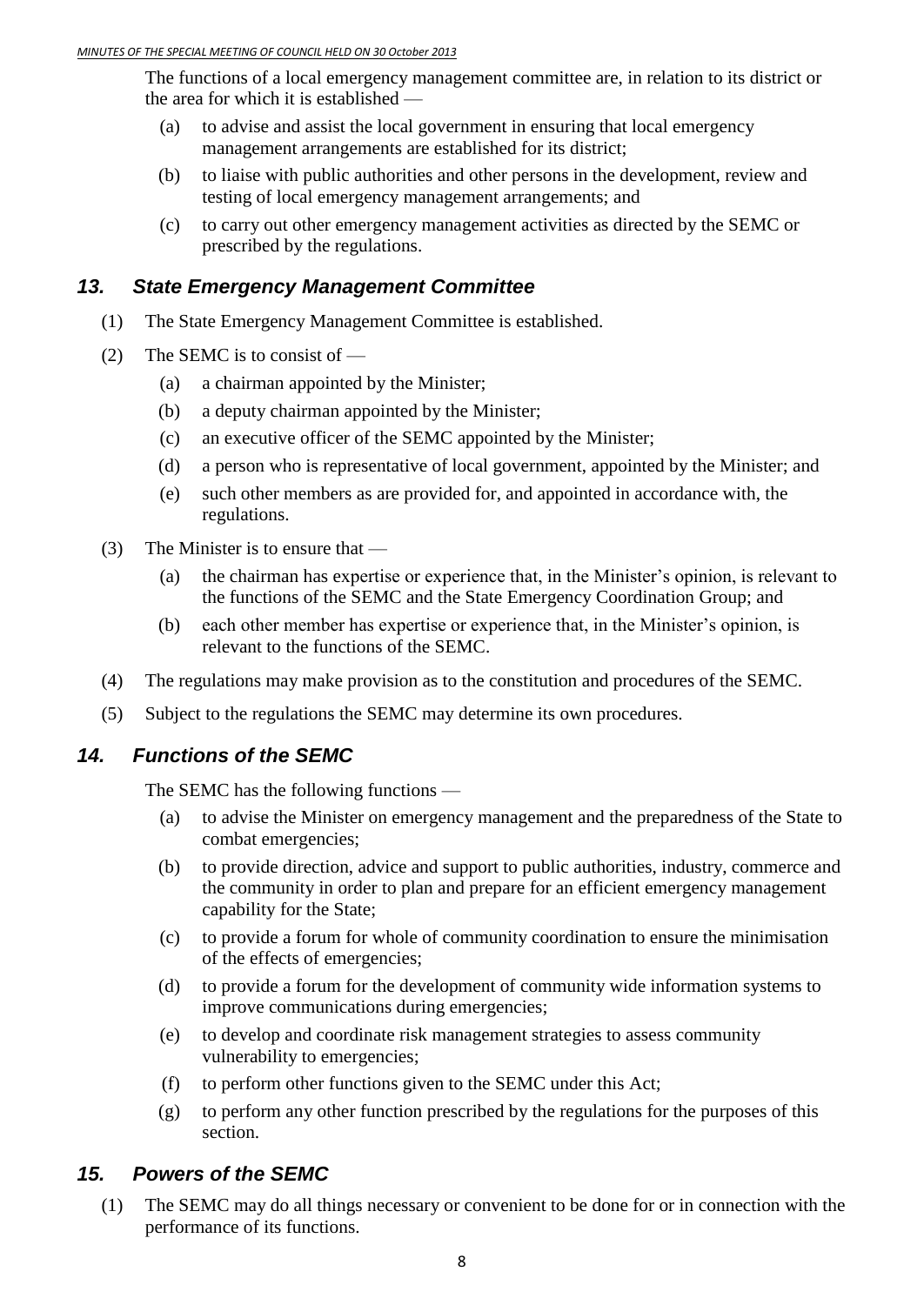The functions of a local emergency management committee are, in relation to its district or the area for which it is established —

(a) to advise and assist the local government in ensuring that local emergency management arrangements are established for its district;

(b) to liaise with public authorities and other persons in the development, review and testing of local emergency management arrangements; and

(c) to carry out other emergency management activities as directed by the SEMC or prescribed by the regulations.

## *13. State Emergency Management Committee*

(1) The State Emergency Management Committee is established.

(2) The SEMC is to consist of —

(a) a chairman appointed by the Minister;

(b) a deputy chairman appointed by the Minister;

(c) an executive officer of the SEMC appointed by the Minister;

(d) a person who is representative of local government, appointed by the Minister; and

(e) such other members as are provided for, and appointed in accordance with, the regulations.

(3) The Minister is to ensure that —

(a) the chairman has expertise or experience that, in the Minister's opinion, is relevant to the functions of the SEMC and the State Emergency Coordination Group; and

(b) each other member has expertise or experience that, in the Minister's opinion, is relevant to the functions of the SEMC.

(4) The regulations may make provision as to the constitution and procedures of the SEMC.

(5) Subject to the regulations the SEMC may determine its own procedures.

## *14. Functions of the SEMC*

The SEMC has the following functions —

(a) to advise the Minister on emergency management and the preparedness of the State to combat emergencies;

(b) to provide direction, advice and support to public authorities, industry, commerce and the community in order to plan and prepare for an efficient emergency management capability for the State;

(c) to provide a forum for whole of community coordination to ensure the minimisation of the effects of emergencies;

(d) to provide a forum for the development of community wide information systems to improve communications during emergencies;

(e) to develop and coordinate risk management strategies to assess community vulnerability to emergencies;

(f) to perform other functions given to the SEMC under this Act;

(g) to perform any other function prescribed by the regulations for the purposes of this section.

## *15. Powers of the SEMC*

(1) The SEMC may do all things necessary or convenient to be done for or in connection with the performance of its functions.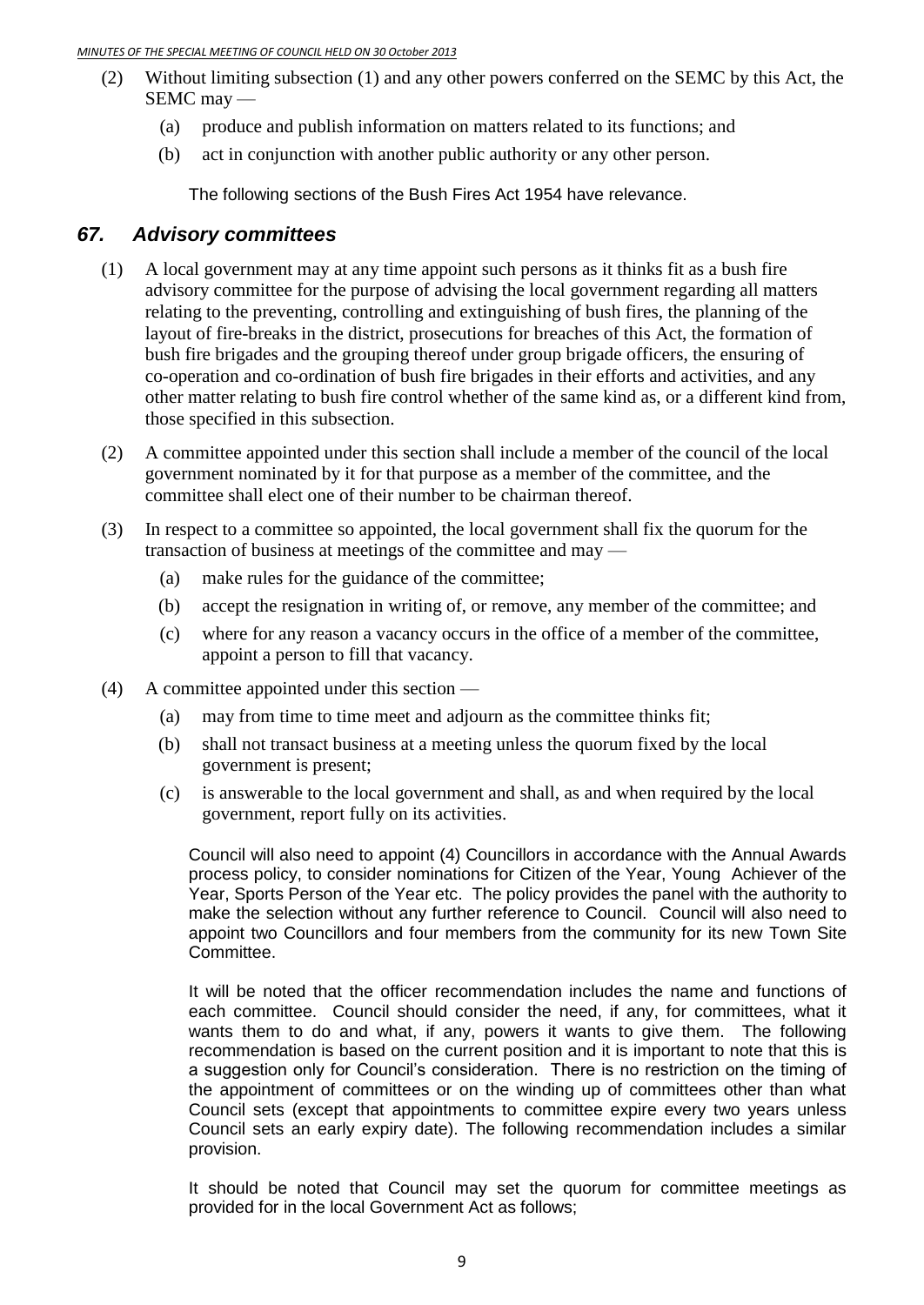(2) Without limiting subsection (1) and any other powers conferred on the SEMC by this Act, the SEMC may —

   (a) produce and publish information on matters related to its functions; and

   (b) act in conjunction with another public authority or any other person.

The following sections of the Bush Fires Act 1954 have relevance.

## *67. Advisory committees*

(1) A local government may at any time appoint such persons as it thinks fit as a bush fire advisory committee for the purpose of advising the local government regarding all matters relating to the preventing, controlling and extinguishing of bush fires, the planning of the layout of fire-breaks in the district, prosecutions for breaches of this Act, the formation of bush fire brigades and the grouping thereof under group brigade officers, the ensuring of co-operation and co-ordination of bush fire brigades in their efforts and activities, and any other matter relating to bush fire control whether of the same kind as, or a different kind from, those specified in this subsection.

(2) A committee appointed under this section shall include a member of the council of the local government nominated by it for that purpose as a member of the committee, and the committee shall elect one of their number to be chairman thereof.

(3) In respect to a committee so appointed, the local government shall fix the quorum for the transaction of business at meetings of the committee and may —

   (a) make rules for the guidance of the committee;

   (b) accept the resignation in writing of, or remove, any member of the committee; and

   (c) where for any reason a vacancy occurs in the office of a member of the committee, appoint a person to fill that vacancy.

(4) A committee appointed under this section —

   (a) may from time to time meet and adjourn as the committee thinks fit;

   (b) shall not transact business at a meeting unless the quorum fixed by the local government is present;

   (c) is answerable to the local government and shall, as and when required by the local government, report fully on its activities.

Council will also need to appoint (4) Councillors in accordance with the Annual Awards process policy, to consider nominations for Citizen of the Year, Young Achiever of the Year, Sports Person of the Year etc. The policy provides the panel with the authority to make the selection without any further reference to Council. Council will also need to appoint two Councillors and four members from the community for its new Town Site Committee.

It will be noted that the officer recommendation includes the name and functions of each committee. Council should consider the need, if any, for committees, what it wants them to do and what, if any, powers it wants to give them. The following recommendation is based on the current position and it is important to note that this is a suggestion only for Council's consideration. There is no restriction on the timing of the appointment of committees or on the winding up of committees other than what Council sets (except that appointments to committee expire every two years unless Council sets an early expiry date). The following recommendation includes a similar provision.

It should be noted that Council may set the quorum for committee meetings as provided for in the local Government Act as follows;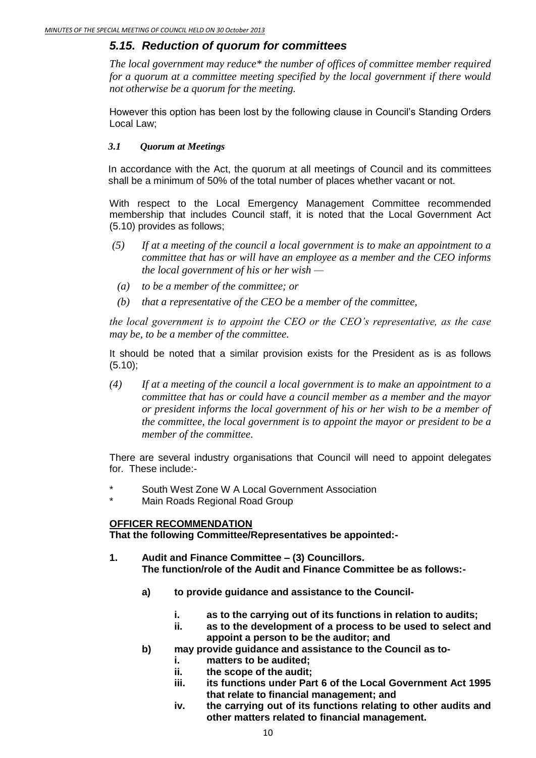## *5.15. Reduction of quorum for committees*

*The local government may reduce* the number of offices of committee member required for a quorum at a committee meeting specified by the local government if there would not otherwise be a quorum for the meeting.*

However this option has been lost by the following clause in Council's Standing Orders Local Law;

### *3.1 Quorum at Meetings*

In accordance with the Act, the quorum at all meetings of Council and its committees shall be a minimum of 50% of the total number of places whether vacant or not.

With respect to the Local Emergency Management Committee recommended membership that includes Council staff, it is noted that the Local Government Act (5.10) provides as follows;

*(5) If at a meeting of the council a local government is to make an appointment to a committee that has or will have an employee as a member and the CEO informs the local government of his or her wish —*

*(a) to be a member of the committee; or*

*(b) that a representative of the CEO be a member of the committee,*

*the local government is to appoint the CEO or the CEO's representative, as the case may be, to be a member of the committee.*

It should be noted that a similar provision exists for the President as is as follows (5.10);

*(4) If at a meeting of the council a local government is to make an appointment to a committee that has or could have a council member as a member and the mayor or president informs the local government of his or her wish to be a member of the committee, the local government is to appoint the mayor or president to be a member of the committee.*

There are several industry organisations that Council will need to appoint delegates for. These include:-

* South West Zone W A Local Government Association
* Main Roads Regional Road Group

**OFFICER RECOMMENDATION**

**That the following Committee/Representatives be appointed:-**

**1. Audit and Finance Committee – (3) Councillors.**
**The function/role of the Audit and Finance Committee be as follows:-**

- **a) to provide guidance and assistance to the Council-**
  - **i. as to the carrying out of its functions in relation to audits;**
  - **ii. as to the development of a process to be used to select and appoint a person to be the auditor; and**
- **b) may provide guidance and assistance to the Council as to-**
  - **i. matters to be audited;**
  - **ii. the scope of the audit;**
  - **iii. its functions under Part 6 of the Local Government Act 1995 that relate to financial management; and**
  - **iv. the carrying out of its functions relating to other audits and other matters related to financial management.**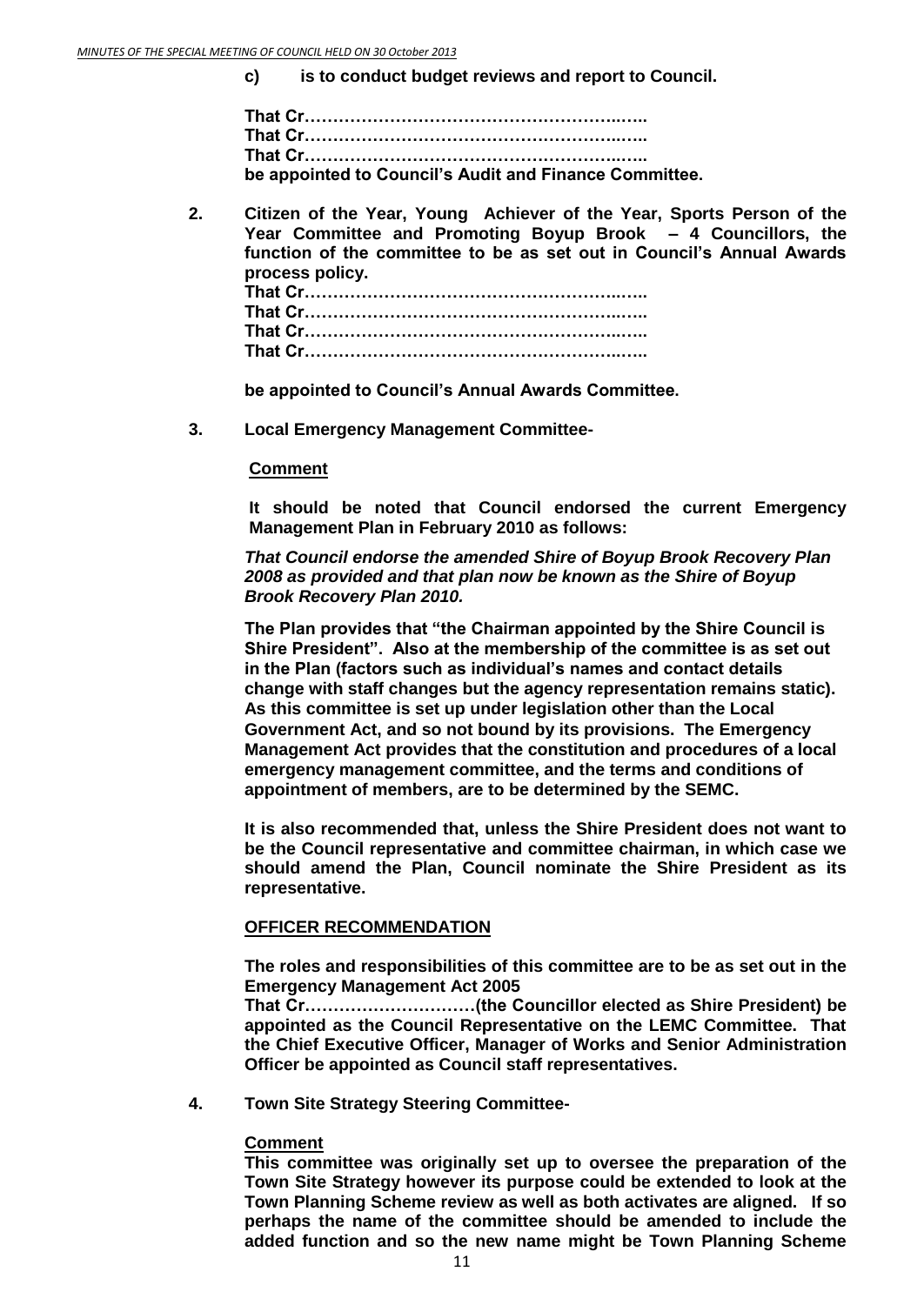**c) is to conduct budget reviews and report to Council.**

**That Cr……………………………………………..…..**
**That Cr……………………………………………..…..**
**That Cr……………………………………………..…..**
**be appointed to Council's Audit and Finance Committee.**

**2. Citizen of the Year, Young Achiever of the Year, Sports Person of the Year Committee and Promoting Boyup Brook – 4 Councillors, the function of the committee to be as set out in Council's Annual Awards process policy.**

**That Cr……………………………………………..…..**
**That Cr……………………………………………..…..**
**That Cr……………………………………………..…..**
**That Cr……………………………………………..…..**

**be appointed to Council's Annual Awards Committee.**

**3. Local Emergency Management Committee-**

**Comment**

**It should be noted that Council endorsed the current Emergency Management Plan in February 2010 as follows:**

***That Council endorse the amended Shire of Boyup Brook Recovery Plan 2008 as provided and that plan now be known as the Shire of Boyup Brook Recovery Plan 2010.***

**The Plan provides that "the Chairman appointed by the Shire Council is Shire President". Also at the membership of the committee is as set out in the Plan (factors such as individual's names and contact details change with staff changes but the agency representation remains static). As this committee is set up under legislation other than the Local Government Act, and so not bound by its provisions. The Emergency Management Act provides that the constitution and procedures of a local emergency management committee, and the terms and conditions of appointment of members, are to be determined by the SEMC.**

**It is also recommended that, unless the Shire President does not want to be the Council representative and committee chairman, in which case we should amend the Plan, Council nominate the Shire President as its representative.**

**OFFICER RECOMMENDATION**

**The roles and responsibilities of this committee are to be as set out in the Emergency Management Act 2005**

**That Cr…………………………(the Councillor elected as Shire President) be appointed as the Council Representative on the LEMC Committee. That the Chief Executive Officer, Manager of Works and Senior Administration Officer be appointed as Council staff representatives.**

**4. Town Site Strategy Steering Committee-**

**Comment**

**This committee was originally set up to oversee the preparation of the Town Site Strategy however its purpose could be extended to look at the Town Planning Scheme review as well as both activates are aligned. If so perhaps the name of the committee should be amended to include the added function and so the new name might be Town Planning Scheme**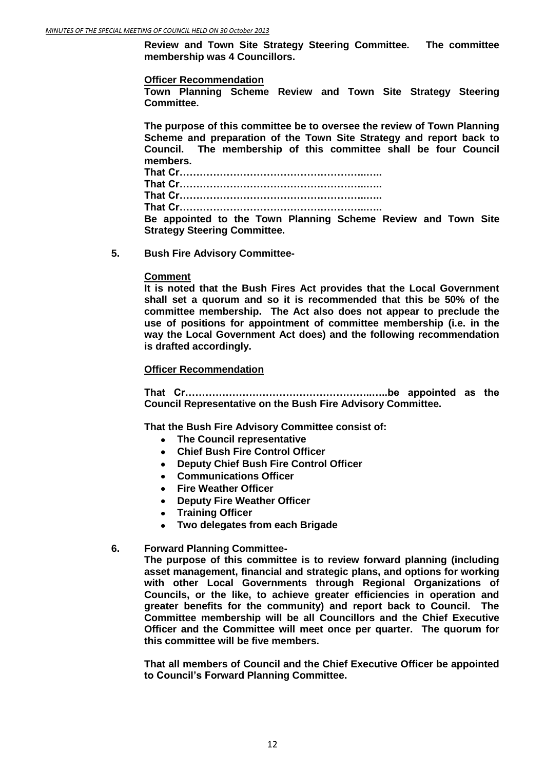**Review and Town Site Strategy Steering Committee. The committee membership was 4 Councillors.**

**Officer Recommendation**

**Town Planning Scheme Review and Town Site Strategy Steering Committee.**

**The purpose of this committee be to oversee the review of Town Planning Scheme and preparation of the Town Site Strategy and report back to Council. The membership of this committee shall be four Council members.**

**That Cr………………………………………………..…..**
**That Cr………………………………………………..…..**
**That Cr………………………………………………..…..**
**That Cr………………………………………………..…..**
**Be appointed to the Town Planning Scheme Review and Town Site Strategy Steering Committee.**

**5. Bush Fire Advisory Committee-**

**Comment**

**It is noted that the Bush Fires Act provides that the Local Government shall set a quorum and so it is recommended that this be 50% of the committee membership. The Act also does not appear to preclude the use of positions for appointment of committee membership (i.e. in the way the Local Government Act does) and the following recommendation is drafted accordingly.**

**Officer Recommendation**

**That Cr………………………………………………..…..be appointed as the Council Representative on the Bush Fire Advisory Committee.**

**That the Bush Fire Advisory Committee consist of:**

- **The Council representative**
- **Chief Bush Fire Control Officer**
- **Deputy Chief Bush Fire Control Officer**
- **Communications Officer**
- **Fire Weather Officer**
- **Deputy Fire Weather Officer**
- **Training Officer**
- **Two delegates from each Brigade**

**6. Forward Planning Committee-**

**The purpose of this committee is to review forward planning (including asset management, financial and strategic plans, and options for working with other Local Governments through Regional Organizations of Councils, or the like, to achieve greater efficiencies in operation and greater benefits for the community) and report back to Council. The Committee membership will be all Councillors and the Chief Executive Officer and the Committee will meet once per quarter. The quorum for this committee will be five members.**

**That all members of Council and the Chief Executive Officer be appointed to Council's Forward Planning Committee.**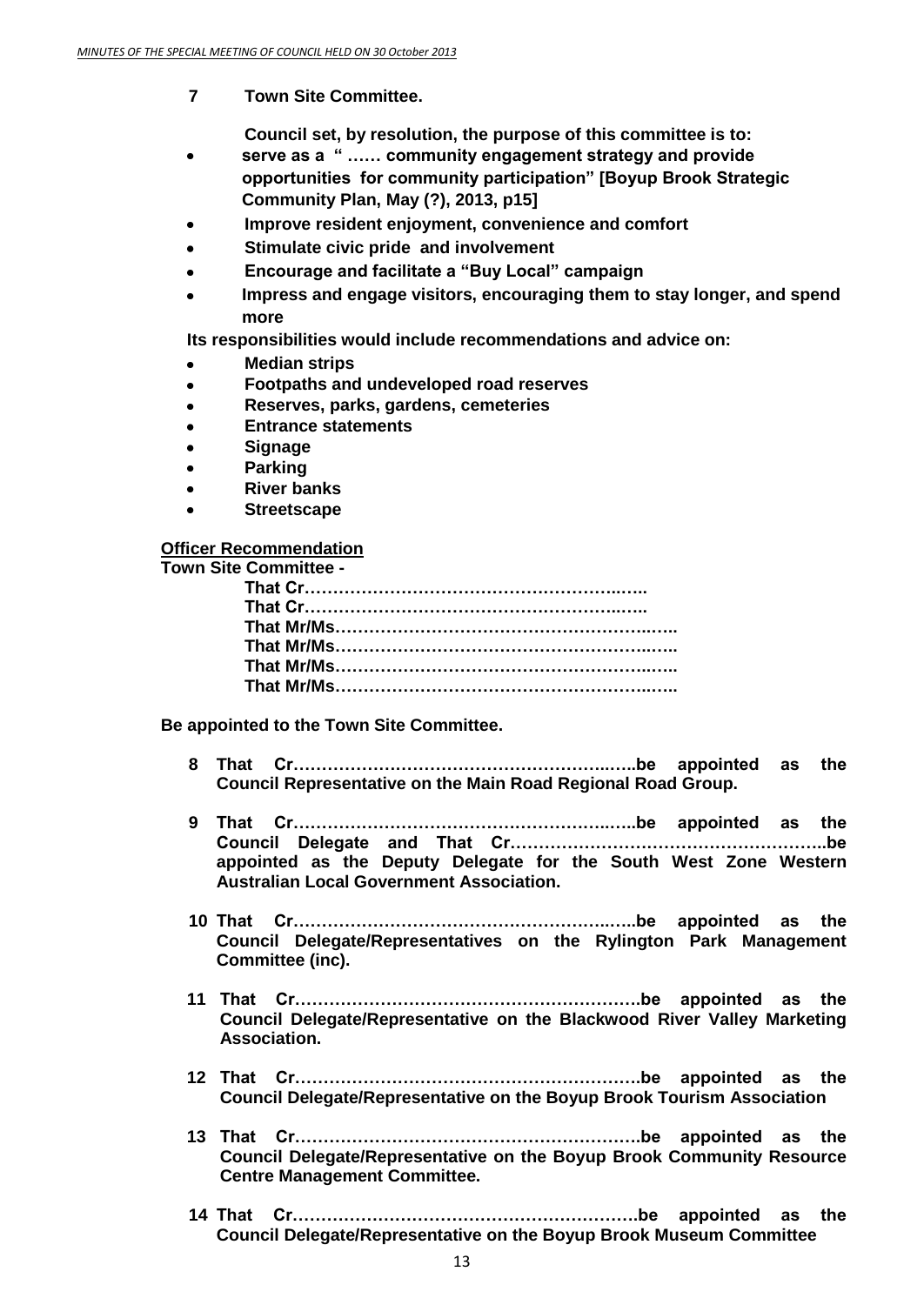**7 Town Site Committee.**

**Council set, by resolution, the purpose of this committee is to:**

- **serve as a " …… community engagement strategy and provide opportunities for community participation" [Boyup Brook Strategic Community Plan, May (?), 2013, p15]**
- **Improve resident enjoyment, convenience and comfort**
- **Stimulate civic pride and involvement**
- **Encourage and facilitate a "Buy Local" campaign**
- **Impress and engage visitors, encouraging them to stay longer, and spend more**

**Its responsibilities would include recommendations and advice on:**

- **Median strips**
- **Footpaths and undeveloped road reserves**
- **Reserves, parks, gardens, cemeteries**
- **Entrance statements**
- **Signage**
- **Parking**
- **River banks**
- **Streetscape**

**Officer Recommendation**

**Town Site Committee -**

**That Cr…………………………………………………..…..**
**That Cr…………………………………………………..…..**
**That Mr/Ms………………………………………………..…..**
**That Mr/Ms………………………………………………..…..**
**That Mr/Ms………………………………………………..…..**
**That Mr/Ms………………………………………………..…..**

**Be appointed to the Town Site Committee.**

**8 That Cr…………………………………………………..…..be appointed as the Council Representative on the Main Road Regional Road Group.**

**9 That Cr…………………………………………………..…..be appointed as the Council Delegate and That Cr……………………………………………..be appointed as the Deputy Delegate for the South West Zone Western Australian Local Government Association.**

**10 That Cr…………………………………………………..…..be appointed as the Council Delegate/Representatives on the Rylington Park Management Committee (inc).**

**11 That Cr…………………………………………………….be appointed as the Council Delegate/Representative on the Blackwood River Valley Marketing Association.**

**12 That Cr…………………………………………………….be appointed as the Council Delegate/Representative on the Boyup Brook Tourism Association**

**13 That Cr…………………………………………………….be appointed as the Council Delegate/Representative on the Boyup Brook Community Resource Centre Management Committee.**

**14 That Cr…………………………………………………….be appointed as the Council Delegate/Representative on the Boyup Brook Museum Committee**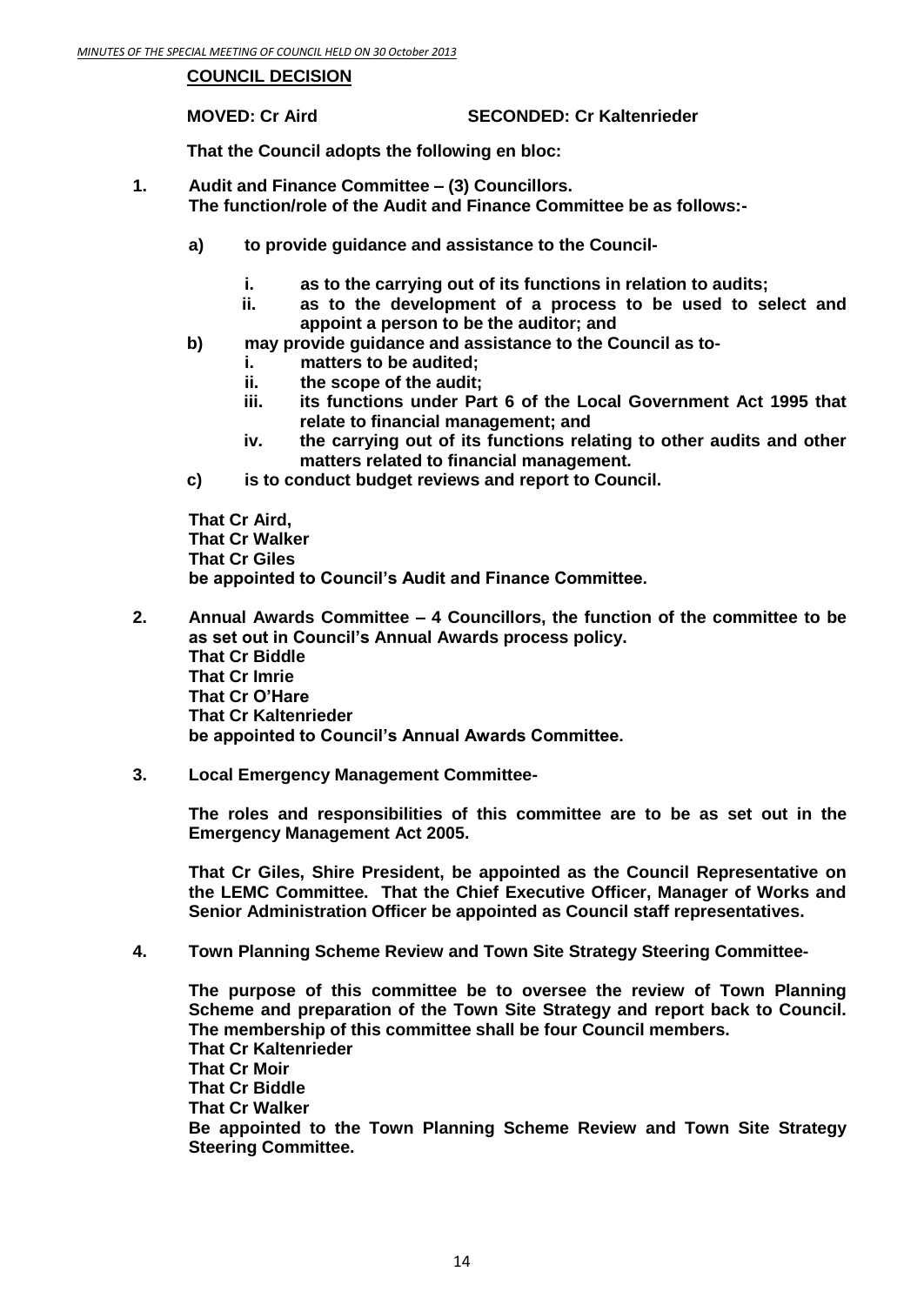**COUNCIL DECISION**

**MOVED: Cr Aird SECONDED: Cr Kaltenrieder**

**That the Council adopts the following en bloc:**

1. **Audit and Finance Committee – (3) Councillors.**
   **The function/role of the Audit and Finance Committee be as follows:-**

   a) **to provide guidance and assistance to the Council-**

      i. **as to the carrying out of its functions in relation to audits;**
      ii. **as to the development of a process to be used to select and appoint a person to be the auditor; and**

   b) **may provide guidance and assistance to the Council as to-**

      i. **matters to be audited;**
      ii. **the scope of the audit;**
      iii. **its functions under Part 6 of the Local Government Act 1995 that relate to financial management; and**
      iv. **the carrying out of its functions relating to other audits and other matters related to financial management.**

   c) **is to conduct budget reviews and report to Council.**

   **That Cr Aird,**
   **That Cr Walker**
   **That Cr Giles**
   **be appointed to Council's Audit and Finance Committee.**

2. **Annual Awards Committee – 4 Councillors, the function of the committee to be as set out in Council's Annual Awards process policy.**
   **That Cr Biddle**
   **That Cr Imrie**
   **That Cr O'Hare**
   **That Cr Kaltenrieder**
   **be appointed to Council's Annual Awards Committee.**

3. **Local Emergency Management Committee-**

   **The roles and responsibilities of this committee are to be as set out in the Emergency Management Act 2005.**

   **That Cr Giles, Shire President, be appointed as the Council Representative on the LEMC Committee. That the Chief Executive Officer, Manager of Works and Senior Administration Officer be appointed as Council staff representatives.**

4. **Town Planning Scheme Review and Town Site Strategy Steering Committee-**

   **The purpose of this committee be to oversee the review of Town Planning Scheme and preparation of the Town Site Strategy and report back to Council. The membership of this committee shall be four Council members.**
   **That Cr Kaltenrieder**
   **That Cr Moir**
   **That Cr Biddle**
   **That Cr Walker**
   **Be appointed to the Town Planning Scheme Review and Town Site Strategy Steering Committee.**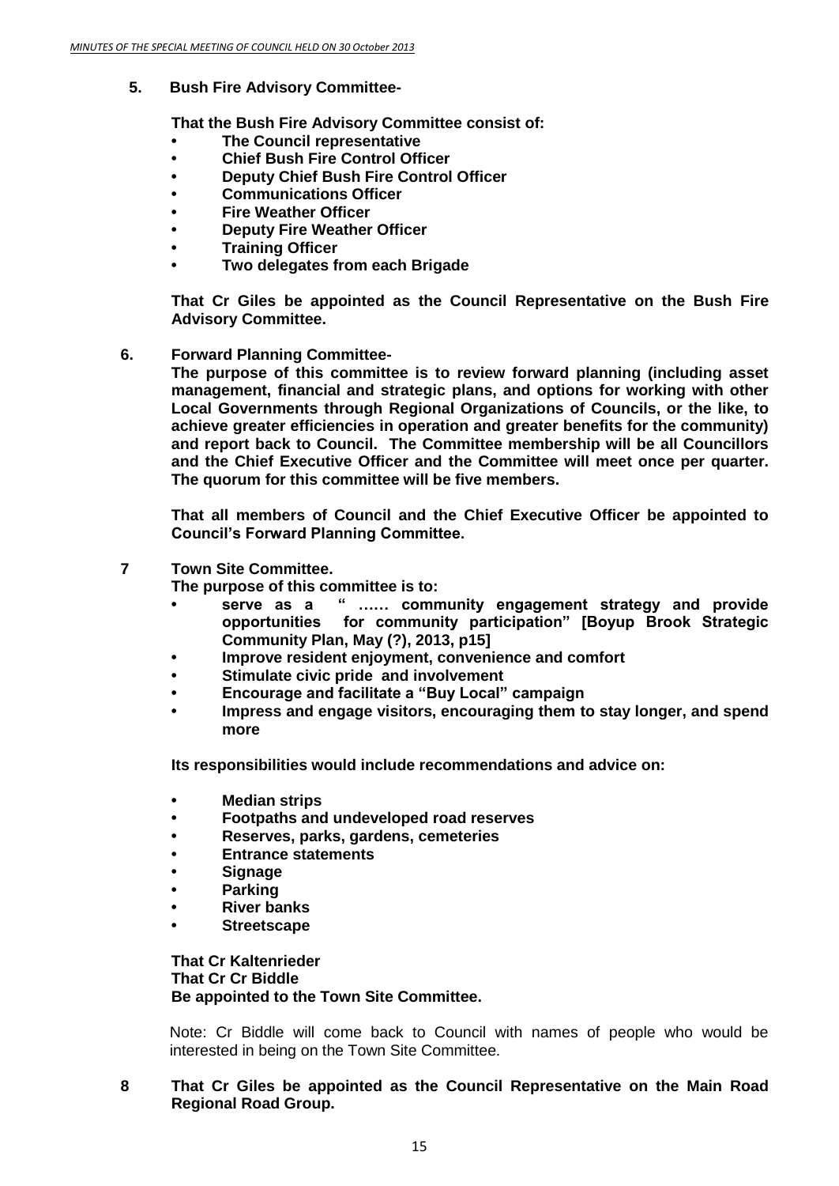**5. Bush Fire Advisory Committee-**

**That the Bush Fire Advisory Committee consist of:**

- **The Council representative**
- **Chief Bush Fire Control Officer**
- **Deputy Chief Bush Fire Control Officer**
- **Communications Officer**
- **Fire Weather Officer**
- **Deputy Fire Weather Officer**
- **Training Officer**
- **Two delegates from each Brigade**

**That Cr Giles be appointed as the Council Representative on the Bush Fire Advisory Committee.**

**6. Forward Planning Committee-**

**The purpose of this committee is to review forward planning (including asset management, financial and strategic plans, and options for working with other Local Governments through Regional Organizations of Councils, or the like, to achieve greater efficiencies in operation and greater benefits for the community) and report back to Council. The Committee membership will be all Councillors and the Chief Executive Officer and the Committee will meet once per quarter. The quorum for this committee will be five members.**

**That all members of Council and the Chief Executive Officer be appointed to Council's Forward Planning Committee.**

**7 Town Site Committee.**

**The purpose of this committee is to:**

- **serve as a " …… community engagement strategy and provide opportunities for community participation" [Boyup Brook Strategic Community Plan, May (?), 2013, p15]**
- **Improve resident enjoyment, convenience and comfort**
- **Stimulate civic pride and involvement**
- **Encourage and facilitate a "Buy Local" campaign**
- **Impress and engage visitors, encouraging them to stay longer, and spend more**

**Its responsibilities would include recommendations and advice on:**

- **Median strips**
- **Footpaths and undeveloped road reserves**
- **Reserves, parks, gardens, cemeteries**
- **Entrance statements**
- **Signage**
- **Parking**
- **River banks**
- **Streetscape**

**That Cr Kaltenrieder**
**That Cr Cr Biddle**
**Be appointed to the Town Site Committee.**

Note: Cr Biddle will come back to Council with names of people who would be interested in being on the Town Site Committee.

**8 That Cr Giles be appointed as the Council Representative on the Main Road Regional Road Group.**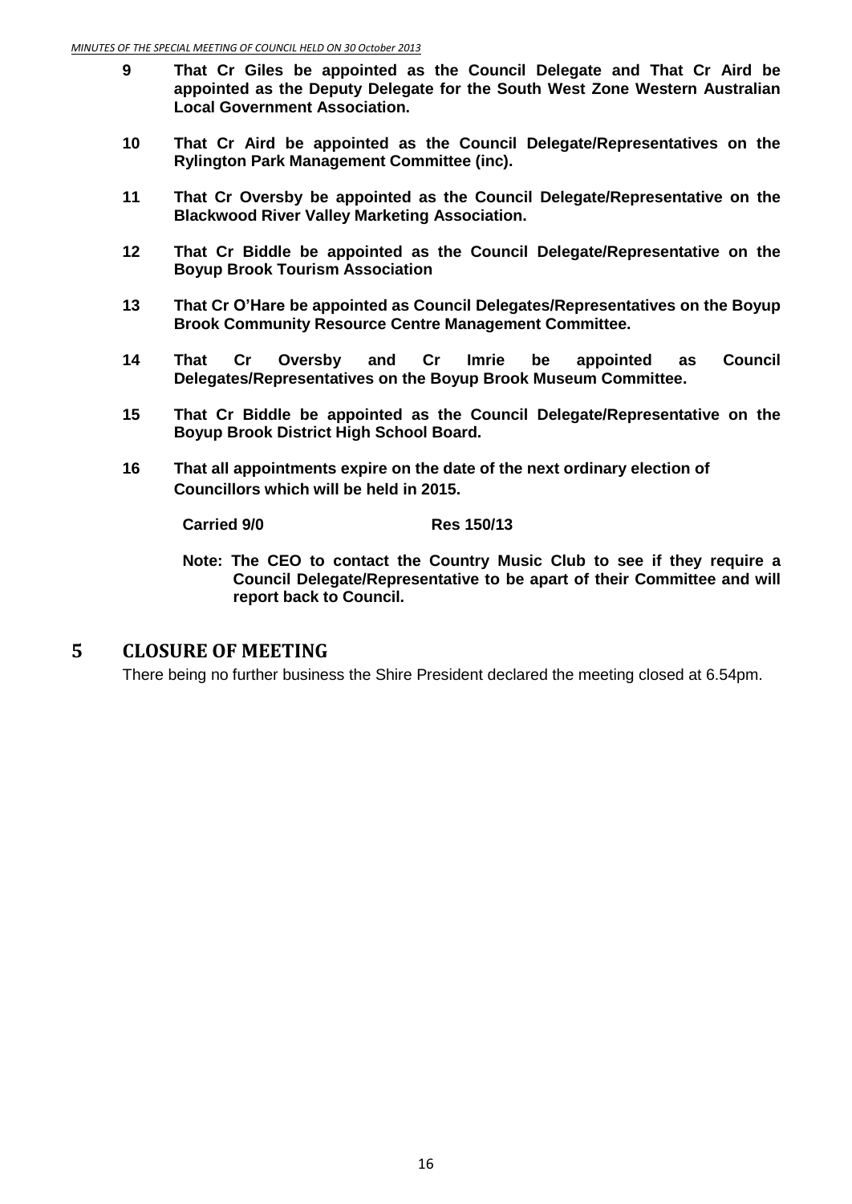**9 That Cr Giles be appointed as the Council Delegate and That Cr Aird be appointed as the Deputy Delegate for the South West Zone Western Australian Local Government Association.**

**10 That Cr Aird be appointed as the Council Delegate/Representatives on the Rylington Park Management Committee (inc).**

**11 That Cr Oversby be appointed as the Council Delegate/Representative on the Blackwood River Valley Marketing Association.**

**12 That Cr Biddle be appointed as the Council Delegate/Representative on the Boyup Brook Tourism Association**

**13 That Cr O'Hare be appointed as Council Delegates/Representatives on the Boyup Brook Community Resource Centre Management Committee.**

**14 That Cr Oversby and Cr Imrie be appointed as Council Delegates/Representatives on the Boyup Brook Museum Committee.**

**15 That Cr Biddle be appointed as the Council Delegate/Representative on the Boyup Brook District High School Board.**

**16 That all appointments expire on the date of the next ordinary election of Councillors which will be held in 2015.**

**Carried 9/0 Res 150/13**

**Note: The CEO to contact the Country Music Club to see if they require a Council Delegate/Representative to be apart of their Committee and will report back to Council.**

# 5 CLOSURE OF MEETING

There being no further business the Shire President declared the meeting closed at 6.54pm.